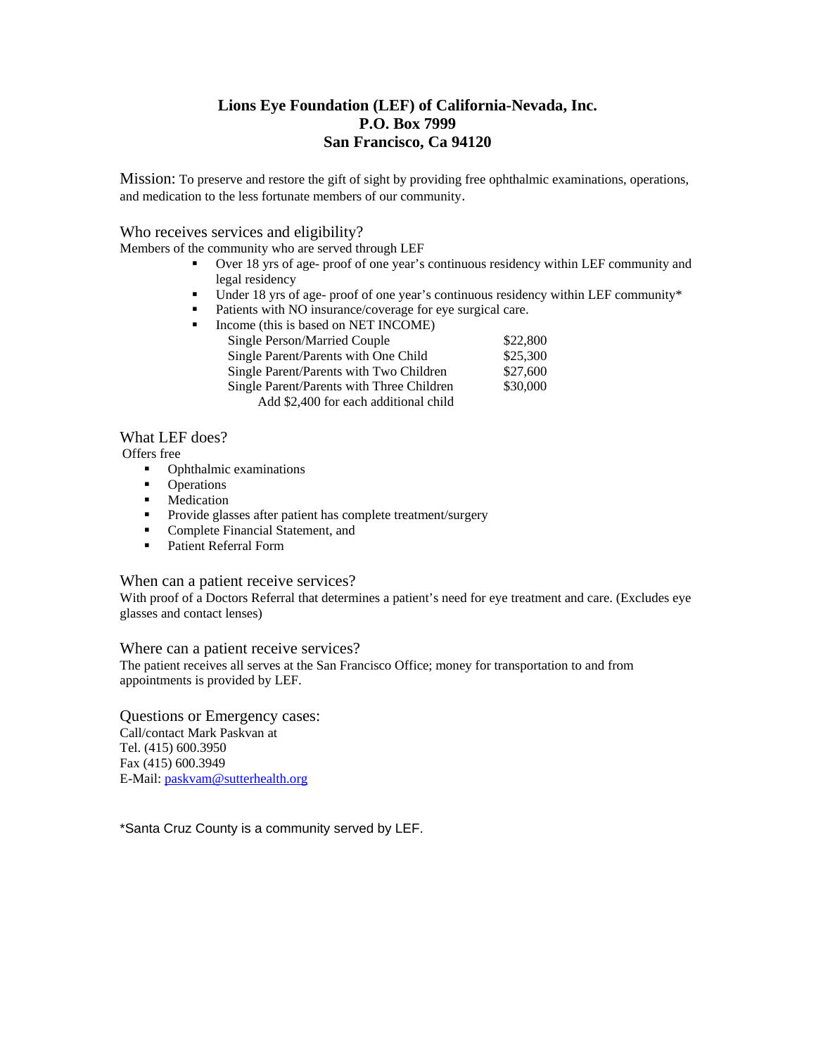# Lions Eye Foundation (LEF) of California-Nevada, Inc.
## P.O. Box 7999
## San Francisco, Ca 94120

Mission: To preserve and restore the gift of sight by providing free ophthalmic examinations, operations, and medication to the less fortunate members of our community.

### Who receives services and eligibility?

Members of the community who are served through LEF

- Over 18 yrs of age- proof of one year's continuous residency within LEF community and legal residency
- Under 18 yrs of age- proof of one year's continuous residency within LEF community*
- Patients with NO insurance/coverage for eye surgical care.
- Income (this is based on NET INCOME)

| | |
|---|---|
| Single Person/Married Couple | $22,800 |
| Single Parent/Parents with One Child | $25,300 |
| Single Parent/Parents with Two Children | $27,600 |
| Single Parent/Parents with Three Children | $30,000 |
| Add $2,400 for each additional child | |

### What LEF does?

Offers free

- Ophthalmic examinations
- Operations
- Medication
- Provide glasses after patient has complete treatment/surgery
- Complete Financial Statement, and
- Patient Referral Form

### When can a patient receive services?

With proof of a Doctors Referral that determines a patient's need for eye treatment and care. (Excludes eye glasses and contact lenses)

### Where can a patient receive services?

The patient receives all serves at the San Francisco Office; money for transportation to and from appointments is provided by LEF.

### Questions or Emergency cases:

Call/contact Mark Paskvan at
Tel. (415) 600.3950
Fax (415) 600.3949
E-Mail: paskvam@sutterhealth.org

*Santa Cruz County is a community served by LEF.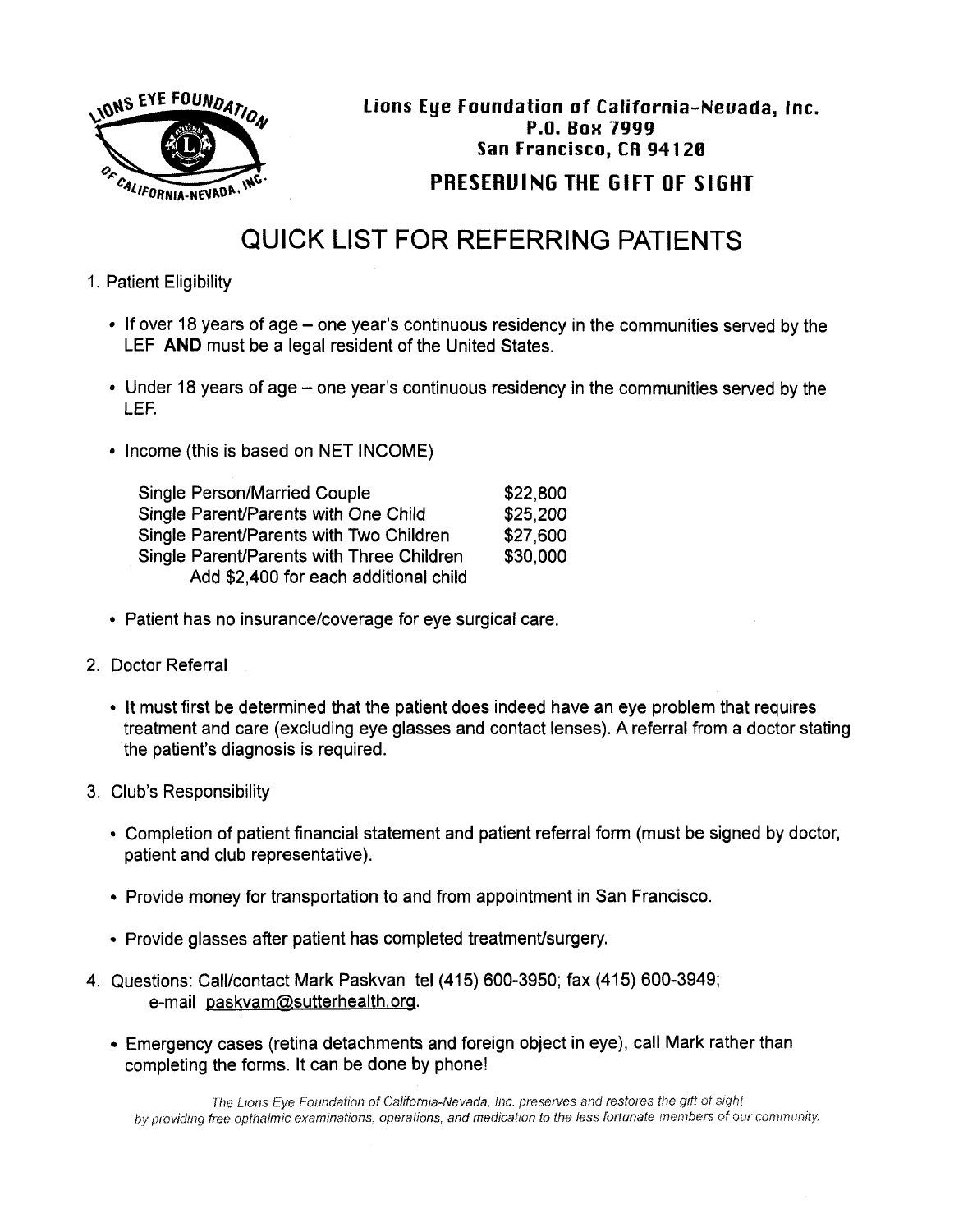**Lions Eye Foundation of California-Nevada, Inc.**
**P.O. Box 7999**
**San Francisco, CA 94120**

**PRESERVING THE GIFT OF SIGHT**

# QUICK LIST FOR REFERRING PATIENTS

1. Patient Eligibility

   - If over 18 years of age – one year's continuous residency in the communities served by the LEF **AND** must be a legal resident of the United States.

   - Under 18 years of age – one year's continuous residency in the communities served by the LEF.

   - Income (this is based on NET INCOME)

     | | |
     |---|---|
     | Single Person/Married Couple | $22,800 |
     | Single Parent/Parents with One Child | $25,200 |
     | Single Parent/Parents with Two Children | $27,600 |
     | Single Parent/Parents with Three Children | $30,000 |
     | Add $2,400 for each additional child | |

   - Patient has no insurance/coverage for eye surgical care.

2. Doctor Referral

   - It must first be determined that the patient does indeed have an eye problem that requires treatment and care (excluding eye glasses and contact lenses). A referral from a doctor stating the patient's diagnosis is required.

3. Club's Responsibility

   - Completion of patient financial statement and patient referral form (must be signed by doctor, patient and club representative).

   - Provide money for transportation to and from appointment in San Francisco.

   - Provide glasses after patient has completed treatment/surgery.

4. Questions: Call/contact Mark Paskvan tel (415) 600-3950; fax (415) 600-3949; e-mail paskvam@sutterhealth.org.

   - Emergency cases (retina detachments and foreign object in eye), call Mark rather than completing the forms. It can be done by phone!

*The Lions Eye Foundation of California-Nevada, Inc. preserves and restores the gift of sight by providing free opthalmic examinations, operations, and medication to the less fortunate members of our community.*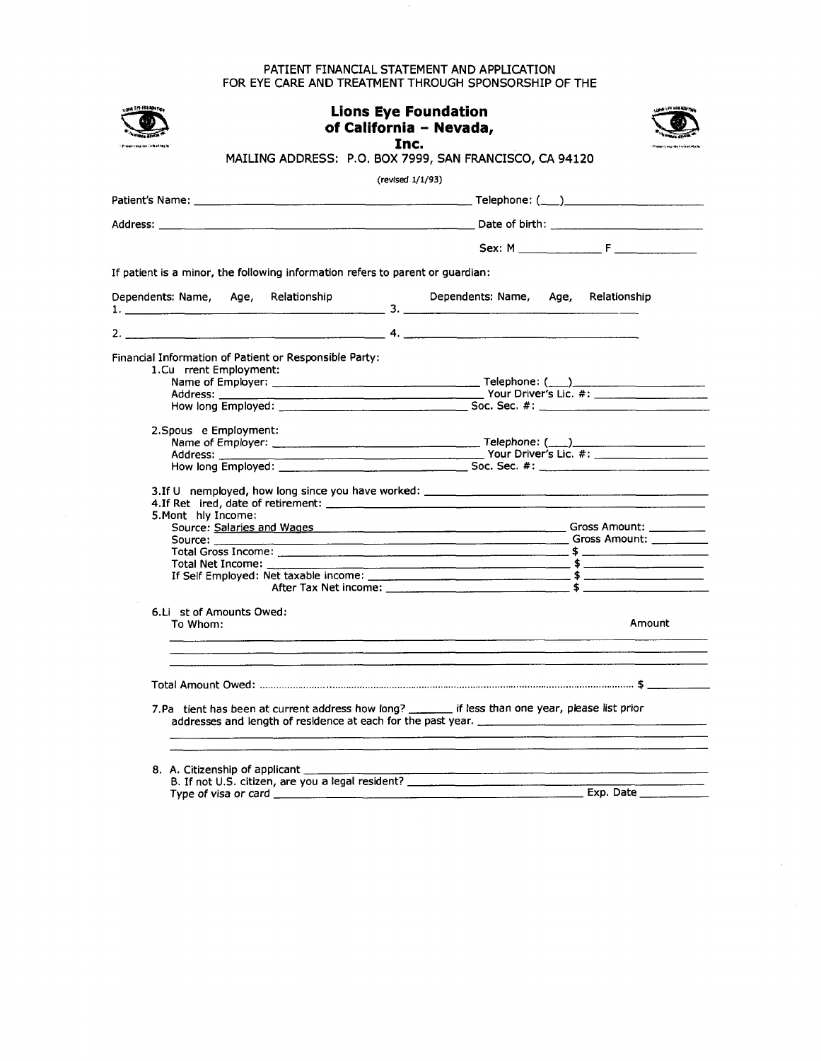PATIENT FINANCIAL STATEMENT AND APPLICATION
FOR EYE CARE AND TREATMENT THROUGH SPONSORSHIP OF THE

# Lions Eye Foundation of California - Nevada, Inc.

MAILING ADDRESS: P.O. BOX 7999, SAN FRANCISCO, CA 94120

(revised 1/1/93)

Patient's Name: ______________________________ Telephone: (___)__________________

Address: ______________________________ Date of birth: ____________________

Sex: M __________ F __________

If patient is a minor, the following information refers to parent or guardian:

Dependents: Name, Age, Relationship — Dependents: Name, Age, Relationship

1. ______________________________ 3. ______________________________

2. ______________________________ 4. ______________________________

Financial Information of Patient or Responsible Party:

1. Current Employment:
   - Name of Employer: ______________________ Telephone: (___)__________________
   - Address: ______________________ Your Driver's Lic. #: __________________
   - How long Employed: ______________________ Soc. Sec. #: __________________

2. Spouse Employment:
   - Name of Employer: ______________________ Telephone: (___)__________________
   - Address: ______________________ Your Driver's Lic. #: __________________
   - How long Employed: ______________________ Soc. Sec. #: __________________

3. If Unemployed, how long since you have worked: ______________________________

4. If Retired, date of retirement: ______________________________

5. Monthly Income:
   - Source: Salaries and Wages ______________________ Gross Amount: __________
   - Source: ______________________ Gross Amount: __________
   - Total Gross Income: ______________________ $ __________
   - Total Net Income: ______________________ $ __________
   - If Self Employed: Net taxable income: ______________________ $ __________
   - After Tax Net income: ______________________ $ __________

6. List of Amounts Owed:

| To Whom: | Amount |
|---|---|
| | |
| | |
| | |

Total Amount Owed: .......................................................................... $ __________

7. Patient has been at current address how long? _______ if less than one year, please list prior addresses and length of residence at each for the past year. ______________________________

8. A. Citizenship of applicant ______________________________
   B. If not U.S. citizen, are you a legal resident? ______________________________
   Type of visa or card ______________________________ Exp. Date __________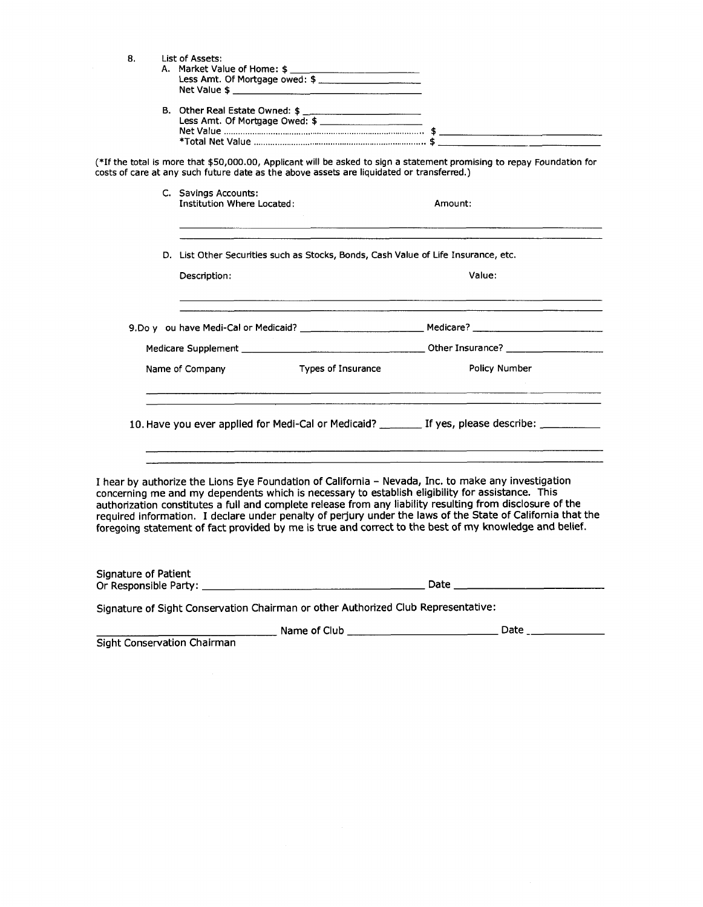8. List of Assets:
   A. Market Value of Home: $ ______________________
      Less Amt. Of Mortgage owed: $ ________________
      Net Value $ ______________________________

   B. Other Real Estate Owned: $ ___________________
      Less Amt. Of Mortgage Owed: $ ________________
      Net Value .................................................................................. $ ______________________________
      *Total Net Value ...................................................................... $ ______________________________

(*If the total is more that $50,000.00, Applicant will be asked to sign a statement promising to repay Foundation for costs of care at any such future date as the above assets are liquidated or transferred.)

   C. Savings Accounts:
      Institution Where Located: Amount:

      ______________________________________________________________________

      ______________________________________________________________________

   D. List Other Securities such as Stocks, Bonds, Cash Value of Life Insurance, etc.

      Description: Value:

      ______________________________________________________________________

      ______________________________________________________________________

9. Do y ou have Medi-Cal or Medicaid? ______________________ Medicare? ______________________

   Medicare Supplement ________________________________ Other Insurance? __________________

   Name of Company Types of Insurance Policy Number

   ______________________________________________________________________

   ______________________________________________________________________

10. Have you ever applied for Medi-Cal or Medicaid? _______ If yes, please describe: __________

   ______________________________________________________________________

   ______________________________________________________________________

I hear by authorize the Lions Eye Foundation of California – Nevada, Inc. to make any investigation concerning me and my dependents which is necessary to establish eligibility for assistance. This authorization constitutes a full and complete release from any liability resulting from disclosure of the required information. I declare under penalty of perjury under the laws of the State of California that the foregoing statement of fact provided by me is true and correct to the best of my knowledge and belief.

Signature of Patient
Or Responsible Party: ____________________________________ Date ________________________

Signature of Sight Conservation Chairman or other Authorized Club Representative:

____________________________ Name of Club ________________________ Date _____________
Sight Conservation Chairman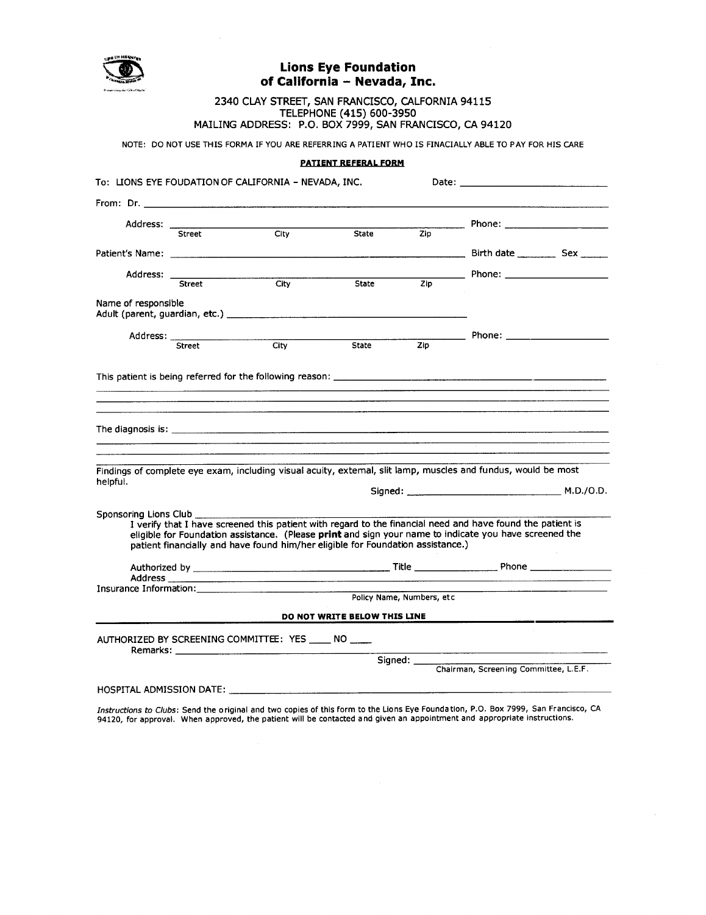# Lions Eye Foundation of California – Nevada, Inc.

2340 CLAY STREET, SAN FRANCISCO, CALFORNIA 94115
TELEPHONE (415) 600-3950
MAILING ADDRESS: P.O. BOX 7999, SAN FRANCISCO, CA 94120

NOTE: DO NOT USE THIS FORMA IF YOU ARE REFERRING A PATIENT WHO IS FINACIALLY ABLE TO PAY FOR HIS CARE

## PATIENT REFERAL FORM

To: LIONS EYE FOUDATION OF CALIFORNIA – NEVADA, INC. Date: ____________________

From: Dr. ____________________________________________

Address: ____________________________________________ Phone: ____________________
Street City State Zip

Patient's Name: ____________________________________________ Birth date ________ Sex _____

Address: ____________________________________________ Phone: ____________________
Street City State Zip

Name of responsible
Adult (parent, guardian, etc.) ____________________________________________

Address: ____________________________________________ Phone: ____________________
Street City State Zip

This patient is being referred for the following reason: ____________________________________________

____________________________________________

____________________________________________

The diagnosis is: ____________________________________________

____________________________________________

____________________________________________

Findings of complete eye exam, including visual acuity, external, slit lamp, muscles and fundus, would be most helpful.

Signed: ____________________________ M.D./O.D.

Sponsoring Lions Club ____________________________________________

I verify that I have screened this patient with regard to the financial need and have found the patient is eligible for Foundation assistance. (Please **print** and sign your name to indicate you have screened the patient financially and have found him/her eligible for Foundation assistance.)

Authorized by ____________________________ Title ______________ Phone ______________

Address ____________________________________________

Insurance Information: ____________________________________________
Policy Name, Numbers, etc

**DO NOT WRITE BELOW THIS LINE**

AUTHORIZED BY SCREENING COMMITTEE: YES ____ NO ____

Remarks: ____________________________________________

Signed: ____________________________
Chairman, Screening Committee, L.E.F.

HOSPITAL ADMISSION DATE: ____________________________________________

*Instructions to Clubs*: Send the original and two copies of this form to the Lions Eye Foundation, P.O. Box 7999, San Francisco, CA 94120, for approval. When approved, the patient will be contacted and given an appointment and appropriate instructions.